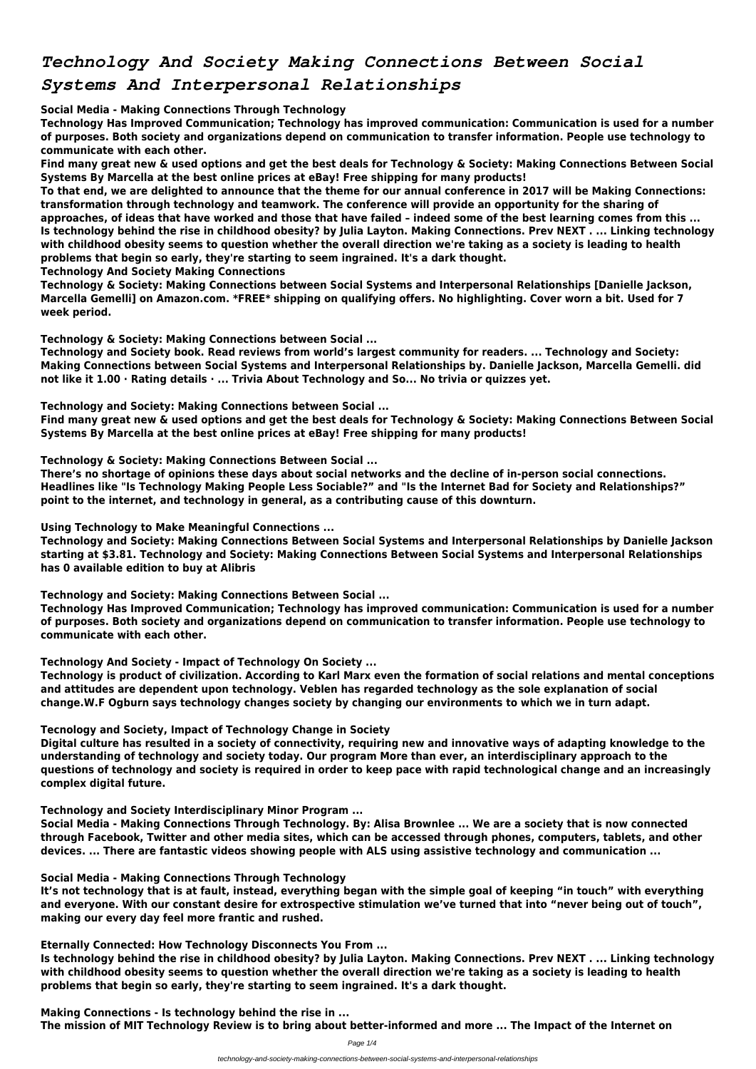# *Technology And Society Making Connections Between Social Systems And Interpersonal Relationships*

**Social Media - Making Connections Through Technology**

**Technology Has Improved Communication; Technology has improved communication: Communication is used for a number of purposes. Both society and organizations depend on communication to transfer information. People use technology to communicate with each other.**

**Find many great new & used options and get the best deals for Technology & Society: Making Connections Between Social Systems By Marcella at the best online prices at eBay! Free shipping for many products!**

**To that end, we are delighted to announce that the theme for our annual conference in 2017 will be Making Connections: transformation through technology and teamwork. The conference will provide an opportunity for the sharing of approaches, of ideas that have worked and those that have failed – indeed some of the best learning comes from this ...**

**Is technology behind the rise in childhood obesity? by Julia Layton. Making Connections. Prev NEXT . ... Linking technology with childhood obesity seems to question whether the overall direction we're taking as a society is leading to health problems that begin so early, they're starting to seem ingrained. It's a dark thought.**

**Technology And Society Making Connections**

**Technology & Society: Making Connections between Social Systems and Interpersonal Relationships [Danielle Jackson, Marcella Gemelli] on Amazon.com. \*FREE\* shipping on qualifying offers. No highlighting. Cover worn a bit. Used for 7 week period.**

**Technology & Society: Making Connections between Social ...**

**Technology and Society book. Read reviews from world's largest community for readers. ... Technology and Society: Making Connections between Social Systems and Interpersonal Relationships by. Danielle Jackson, Marcella Gemelli. did not like it 1.00 · Rating details · ... Trivia About Technology and So... No trivia or quizzes yet.**

**Technology and Society: Making Connections between Social ...**

**Find many great new & used options and get the best deals for Technology & Society: Making Connections Between Social Systems By Marcella at the best online prices at eBay! Free shipping for many products!**

**Technology & Society: Making Connections Between Social ...**

**There's no shortage of opinions these days about social networks and the decline of in-person social connections. Headlines like "Is Technology Making People Less Sociable?" and "Is the Internet Bad for Society and Relationships?" point to the internet, and technology in general, as a contributing cause of this downturn.**

**Using Technology to Make Meaningful Connections ...**

**Technology and Society: Making Connections Between Social Systems and Interpersonal Relationships by Danielle Jackson starting at $3.81. Technology and Society: Making Connections Between Social Systems and Interpersonal Relationships has 0 available edition to buy at Alibris**

**Technology and Society: Making Connections Between Social ...**

**Technology Has Improved Communication; Technology has improved communication: Communication is used for a number of purposes. Both society and organizations depend on communication to transfer information. People use technology to communicate with each other.**

**Technology And Society - Impact of Technology On Society ...**

**Technology is product of civilization. According to Karl Marx even the formation of social relations and mental conceptions and attitudes are dependent upon technology. Veblen has regarded technology as the sole explanation of social change.W.F Ogburn says technology changes society by changing our environments to which we in turn adapt.**

**Tecnology and Society, Impact of Technology Change in Society**

**Digital culture has resulted in a society of connectivity, requiring new and innovative ways of adapting knowledge to the understanding of technology and society today. Our program More than ever, an interdisciplinary approach to the questions of technology and society is required in order to keep pace with rapid technological change and an increasingly complex digital future.**

**Technology and Society Interdisciplinary Minor Program ...**

**Social Media - Making Connections Through Technology. By: Alisa Brownlee ... We are a society that is now connected through Facebook, Twitter and other media sites, which can be accessed through phones, computers, tablets, and other devices. ... There are fantastic videos showing people with ALS using assistive technology and communication ...**

**Social Media - Making Connections Through Technology**

**It's not technology that is at fault, instead, everything began with the simple goal of keeping "in touch" with everything and everyone. With our constant desire for extrospective stimulation we've turned that into "never being out of touch", making our every day feel more frantic and rushed.**

**Eternally Connected: How Technology Disconnects You From ...**

**Is technology behind the rise in childhood obesity? by Julia Layton. Making Connections. Prev NEXT . ... Linking technology with childhood obesity seems to question whether the overall direction we're taking as a society is leading to health problems that begin so early, they're starting to seem ingrained. It's a dark thought.**

**Making Connections - Is technology behind the rise in ...**

**The mission of MIT Technology Review is to bring about better-informed and more ... The Impact of the Internet on**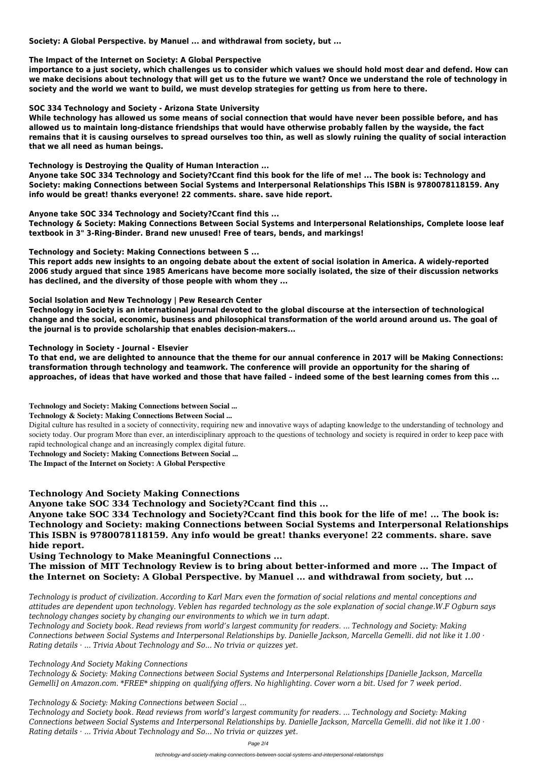**Society: A Global Perspective. by Manuel ... and withdrawal from society, but ...**

**The Impact of the Internet on Society: A Global Perspective**

**importance to a just society, which challenges us to consider which values we should hold most dear and defend. How can we make decisions about technology that will get us to the future we want? Once we understand the role of technology in society and the world we want to build, we must develop strategies for getting us from here to there.**

**SOC 334 Technology and Society - Arizona State University**

**While technology has allowed us some means of social connection that would have never been possible before, and has allowed us to maintain long-distance friendships that would have otherwise probably fallen by the wayside, the fact remains that it is causing ourselves to spread ourselves too thin, as well as slowly ruining the quality of social interaction that we all need as human beings.**

**Technology is Destroying the Quality of Human Interaction ...**

**Anyone take SOC 334 Technology and Society?Ccant find this book for the life of me! ... The book is: Technology and Society: making Connections between Social Systems and Interpersonal Relationships This ISBN is 9780078118159. Any info would be great! thanks everyone! 22 comments. share. save hide report.**

**Anyone take SOC 334 Technology and Society?Ccant find this ...**

**Technology & Society: Making Connections Between Social Systems and Interpersonal Relationships, Complete loose leaf textbook in 3" 3-Ring-Binder. Brand new unused! Free of tears, bends, and markings!**

**Technology and Society: Making Connections between S ...**

**This report adds new insights to an ongoing debate about the extent of social isolation in America. A widely-reported 2006 study argued that since 1985 Americans have become more socially isolated, the size of their discussion networks has declined, and the diversity of those people with whom they ...**

**Social Isolation and New Technology | Pew Research Center**

**Technology in Society is an international journal devoted to the global discourse at the intersection of technological change and the social, economic, business and philosophical transformation of the world around around us. The goal of the journal is to provide scholarship that enables decision-makers...**

**Technology in Society - Journal - Elsevier**

**To that end, we are delighted to announce that the theme for our annual conference in 2017 will be Making Connections: transformation through technology and teamwork. The conference will provide an opportunity for the sharing of approaches, of ideas that have worked and those that have failed – indeed some of the best learning comes from this ...**

**Technology and Society: Making Connections between Social ...**

**Technology & Society: Making Connections Between Social ...**

Digital culture has resulted in a society of connectivity, requiring new and innovative ways of adapting knowledge to the understanding of technology and society today. Our program More than ever, an interdisciplinary approach to the questions of technology and society is required in order to keep pace with rapid technological change and an increasingly complex digital future.

**Technology and Society: Making Connections Between Social ...**

**The Impact of the Internet on Society: A Global Perspective**

## Technology And Society Making Connections

**Anyone take SOC 334 Technology and Society?Ccant find this ...**

**Anyone take SOC 334 Technology and Society?Ccant find this book for the life of me! ... The book is: Technology and Society: making Connections between Social Systems and Interpersonal Relationships This ISBN is 9780078118159. Any info would be great! thanks everyone! 22 comments. share. save hide report.**

**Using Technology to Make Meaningful Connections ...**

**The mission of MIT Technology Review is to bring about better-informed and more ... The Impact of the Internet on Society: A Global Perspective. by Manuel ... and withdrawal from society, but ...**

*Technology is product of civilization. According to Karl Marx even the formation of social relations and mental conceptions and attitudes are dependent upon technology. Veblen has regarded technology as the sole explanation of social change.W.F Ogburn says technology changes society by changing our environments to which we in turn adapt.*

*Technology and Society book. Read reviews from world's largest community for readers. ... Technology and Society: Making Connections between Social Systems and Interpersonal Relationships by. Danielle Jackson, Marcella Gemelli. did not like it 1.00 · Rating details · ... Trivia About Technology and So... No trivia or quizzes yet.*

*Technology And Society Making Connections*

*Technology & Society: Making Connections between Social Systems and Interpersonal Relationships [Danielle Jackson, Marcella Gemelli] on Amazon.com. *FREE* shipping on qualifying offers. No highlighting. Cover worn a bit. Used for 7 week period.*

*Technology & Society: Making Connections between Social ...*

*Technology and Society book. Read reviews from world's largest community for readers. ... Technology and Society: Making Connections between Social Systems and Interpersonal Relationships by. Danielle Jackson, Marcella Gemelli. did not like it 1.00 · Rating details · ... Trivia About Technology and So... No trivia or quizzes yet.*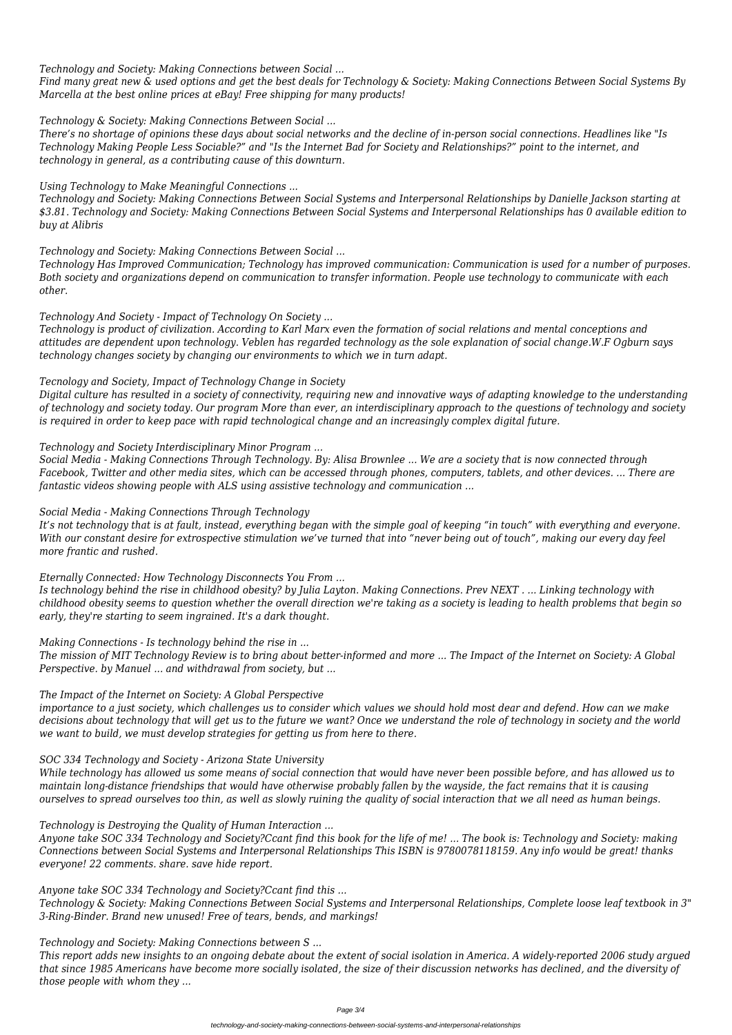*Technology and Society: Making Connections between Social ...*

*Find many great new & used options and get the best deals for Technology & Society: Making Connections Between Social Systems By Marcella at the best online prices at eBay! Free shipping for many products!*

*Technology & Society: Making Connections Between Social ...*

*There's no shortage of opinions these days about social networks and the decline of in-person social connections. Headlines like "Is Technology Making People Less Sociable?" and "Is the Internet Bad for Society and Relationships?" point to the internet, and technology in general, as a contributing cause of this downturn.*

*Using Technology to Make Meaningful Connections ...*

*Technology and Society: Making Connections Between Social Systems and Interpersonal Relationships by Danielle Jackson starting at $3.81. Technology and Society: Making Connections Between Social Systems and Interpersonal Relationships has 0 available edition to buy at Alibris*

*Technology and Society: Making Connections Between Social ...*

*Technology Has Improved Communication; Technology has improved communication: Communication is used for a number of purposes. Both society and organizations depend on communication to transfer information. People use technology to communicate with each other.*

*Technology And Society - Impact of Technology On Society ...*

*Technology is product of civilization. According to Karl Marx even the formation of social relations and mental conceptions and attitudes are dependent upon technology. Veblen has regarded technology as the sole explanation of social change.W.F Ogburn says technology changes society by changing our environments to which we in turn adapt.*

*Tecnology and Society, Impact of Technology Change in Society*

*Digital culture has resulted in a society of connectivity, requiring new and innovative ways of adapting knowledge to the understanding of technology and society today. Our program More than ever, an interdisciplinary approach to the questions of technology and society is required in order to keep pace with rapid technological change and an increasingly complex digital future.*

*Technology and Society Interdisciplinary Minor Program ...*

*Social Media - Making Connections Through Technology. By: Alisa Brownlee ... We are a society that is now connected through Facebook, Twitter and other media sites, which can be accessed through phones, computers, tablets, and other devices. ... There are fantastic videos showing people with ALS using assistive technology and communication ...*

*Social Media - Making Connections Through Technology*

*It's not technology that is at fault, instead, everything began with the simple goal of keeping "in touch" with everything and everyone. With our constant desire for extrospective stimulation we've turned that into "never being out of touch", making our every day feel more frantic and rushed.*

*Eternally Connected: How Technology Disconnects You From ...*

*Is technology behind the rise in childhood obesity? by Julia Layton. Making Connections. Prev NEXT . ... Linking technology with childhood obesity seems to question whether the overall direction we're taking as a society is leading to health problems that begin so early, they're starting to seem ingrained. It's a dark thought.*

*Making Connections - Is technology behind the rise in ...*

*The mission of MIT Technology Review is to bring about better-informed and more ... The Impact of the Internet on Society: A Global Perspective. by Manuel ... and withdrawal from society, but ...*

*The Impact of the Internet on Society: A Global Perspective*

*importance to a just society, which challenges us to consider which values we should hold most dear and defend. How can we make decisions about technology that will get us to the future we want? Once we understand the role of technology in society and the world we want to build, we must develop strategies for getting us from here to there.*

*SOC 334 Technology and Society - Arizona State University*

*While technology has allowed us some means of social connection that would have never been possible before, and has allowed us to maintain long-distance friendships that would have otherwise probably fallen by the wayside, the fact remains that it is causing ourselves to spread ourselves too thin, as well as slowly ruining the quality of social interaction that we all need as human beings.*

*Technology is Destroying the Quality of Human Interaction ...*

*Anyone take SOC 334 Technology and Society?Ccant find this book for the life of me! ... The book is: Technology and Society: making Connections between Social Systems and Interpersonal Relationships This ISBN is 9780078118159. Any info would be great! thanks everyone! 22 comments. share. save hide report.*

*Anyone take SOC 334 Technology and Society?Ccant find this ...*

*Technology & Society: Making Connections Between Social Systems and Interpersonal Relationships, Complete loose leaf textbook in 3" 3-Ring-Binder. Brand new unused! Free of tears, bends, and markings!*

*Technology and Society: Making Connections between S ...*

*This report adds new insights to an ongoing debate about the extent of social isolation in America. A widely-reported 2006 study argued that since 1985 Americans have become more socially isolated, the size of their discussion networks has declined, and the diversity of those people with whom they ...*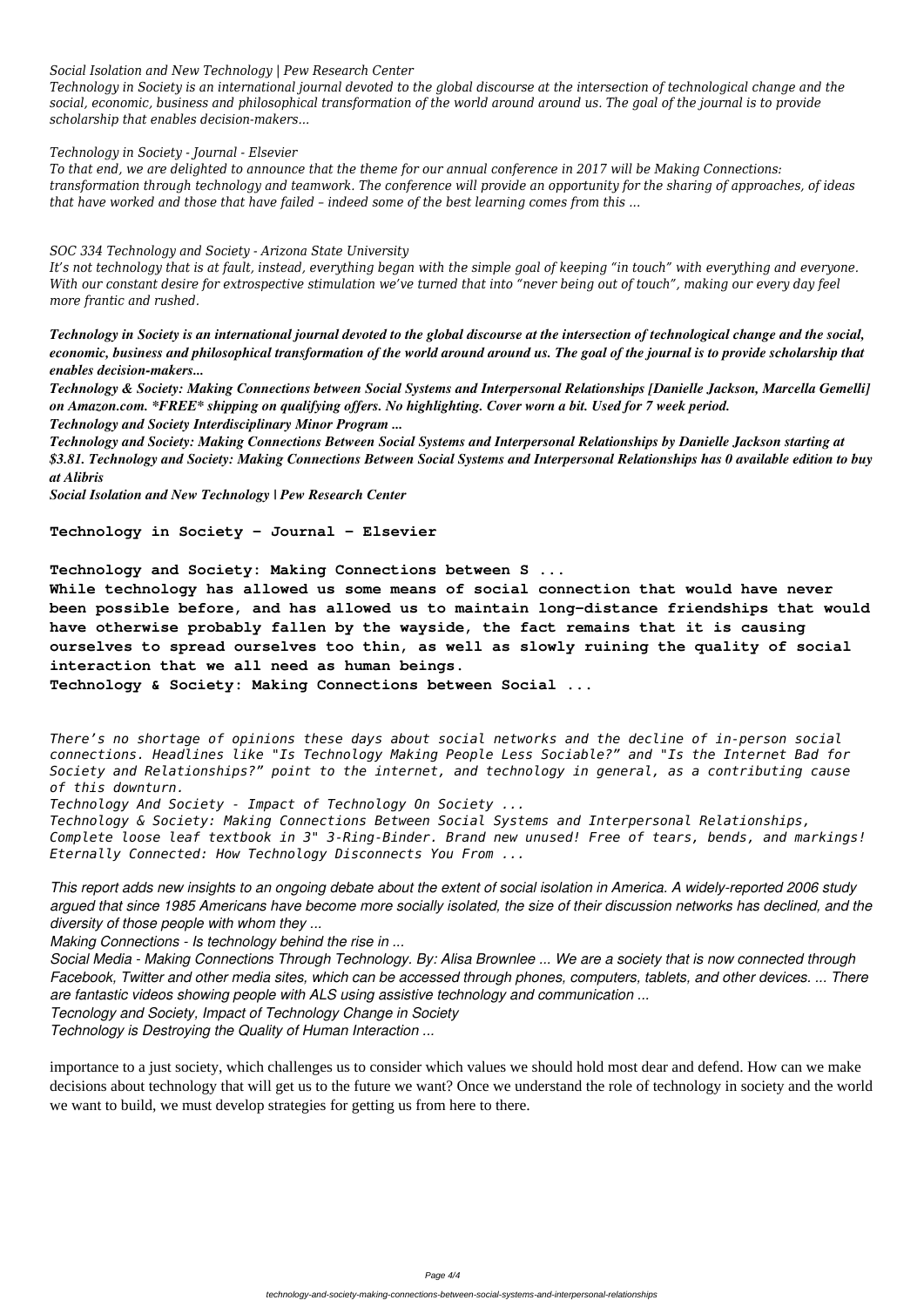*Social Isolation and New Technology | Pew Research Center*

*Technology in Society is an international journal devoted to the global discourse at the intersection of technological change and the social, economic, business and philosophical transformation of the world around around us. The goal of the journal is to provide scholarship that enables decision-makers...*

*Technology in Society - Journal - Elsevier*

*To that end, we are delighted to announce that the theme for our annual conference in 2017 will be Making Connections: transformation through technology and teamwork. The conference will provide an opportunity for the sharing of approaches, of ideas that have worked and those that have failed – indeed some of the best learning comes from this ...*

*SOC 334 Technology and Society - Arizona State University*

*It's not technology that is at fault, instead, everything began with the simple goal of keeping "in touch" with everything and everyone. With our constant desire for extrospective stimulation we've turned that into "never being out of touch", making our every day feel more frantic and rushed.*

***Technology in Society is an international journal devoted to the global discourse at the intersection of technological change and the social, economic, business and philosophical transformation of the world around around us. The goal of the journal is to provide scholarship that enables decision-makers...***

***Technology & Society: Making Connections between Social Systems and Interpersonal Relationships [Danielle Jackson, Marcella Gemelli] on Amazon.com. *FREE* shipping on qualifying offers. No highlighting. Cover worn a bit. Used for 7 week period.***

***Technology and Society Interdisciplinary Minor Program ...***

***Technology and Society: Making Connections Between Social Systems and Interpersonal Relationships by Danielle Jackson starting at $3.81. Technology and Society: Making Connections Between Social Systems and Interpersonal Relationships has 0 available edition to buy at Alibris***

***Social Isolation and New Technology | Pew Research Center***

**Technology in Society - Journal - Elsevier**

**Technology and Society: Making Connections between S ...**

**While technology has allowed us some means of social connection that would have never been possible before, and has allowed us to maintain long-distance friendships that would have otherwise probably fallen by the wayside, the fact remains that it is causing ourselves to spread ourselves too thin, as well as slowly ruining the quality of social interaction that we all need as human beings.**

**Technology & Society: Making Connections between Social ...**

*There's no shortage of opinions these days about social networks and the decline of in-person social connections. Headlines like "Is Technology Making People Less Sociable?" and "Is the Internet Bad for Society and Relationships?" point to the internet, and technology in general, as a contributing cause of this downturn.*

*Technology And Society - Impact of Technology On Society ...*

*Technology & Society: Making Connections Between Social Systems and Interpersonal Relationships, Complete loose leaf textbook in 3" 3-Ring-Binder. Brand new unused! Free of tears, bends, and markings!*

*Eternally Connected: How Technology Disconnects You From ...*

*This report adds new insights to an ongoing debate about the extent of social isolation in America. A widely-reported 2006 study argued that since 1985 Americans have become more socially isolated, the size of their discussion networks has declined, and the diversity of those people with whom they ...*

*Making Connections - Is technology behind the rise in ...*

*Social Media - Making Connections Through Technology. By: Alisa Brownlee ... We are a society that is now connected through Facebook, Twitter and other media sites, which can be accessed through phones, computers, tablets, and other devices. ... There are fantastic videos showing people with ALS using assistive technology and communication ...*

*Tecnology and Society, Impact of Technology Change in Society*

*Technology is Destroying the Quality of Human Interaction ...*

importance to a just society, which challenges us to consider which values we should hold most dear and defend. How can we make decisions about technology that will get us to the future we want? Once we understand the role of technology in society and the world we want to build, we must develop strategies for getting us from here to there.